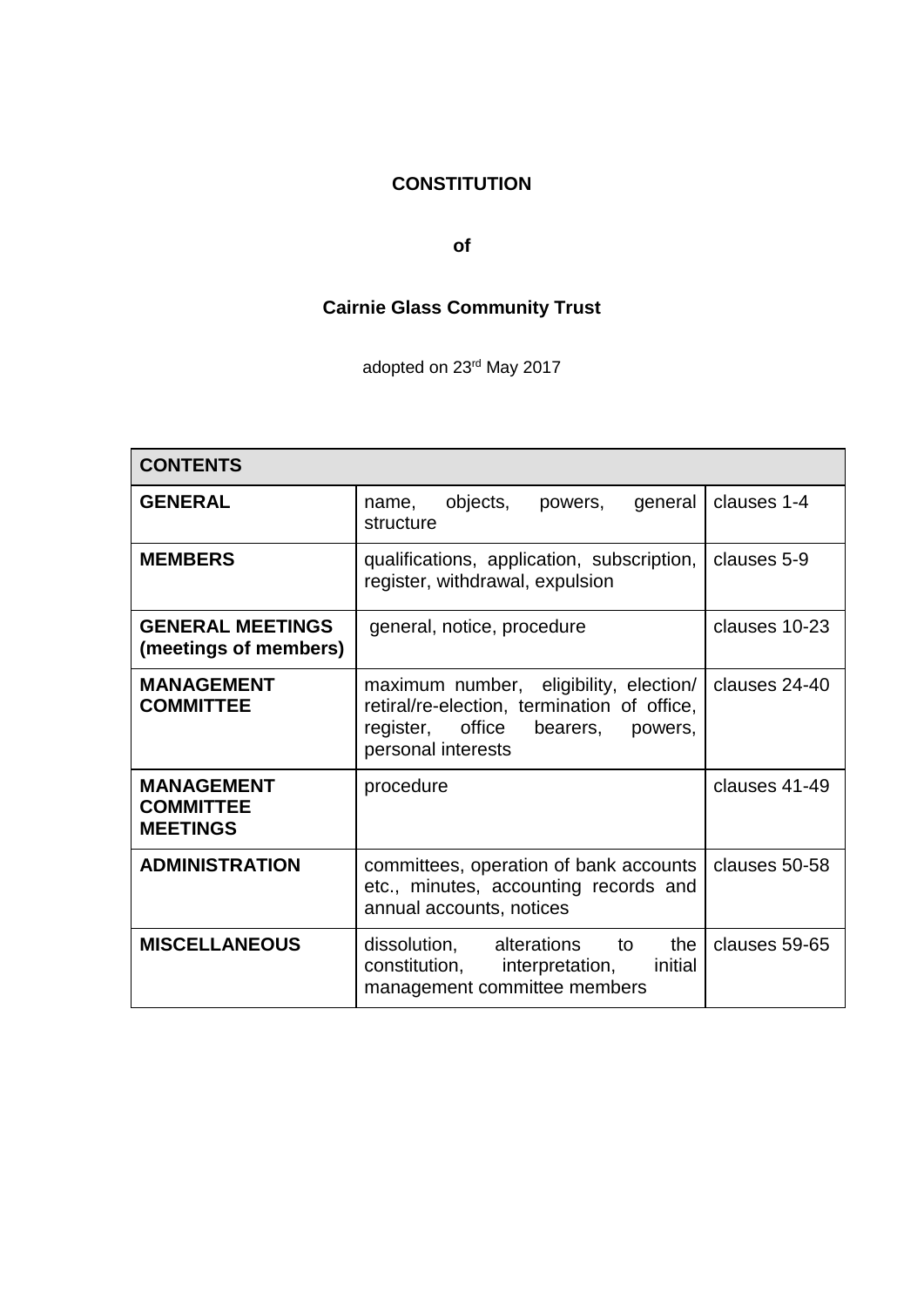**CONSTITUTION**

**of**

**Cairnie Glass Community Trust**

adopted on 23rd May 2017

| CONTENTS | | |
|---|---|---|
| **GENERAL** | name, objects, powers, general structure | clauses 1-4 |
| **MEMBERS** | qualifications, application, subscription, register, withdrawal, expulsion | clauses 5-9 |
| **GENERAL MEETINGS (meetings of members)** | general, notice, procedure | clauses 10-23 |
| **MANAGEMENT COMMITTEE** | maximum number, eligibility, election/ retiral/re-election, termination of office, register, office bearers, powers, personal interests | clauses 24-40 |
| **MANAGEMENT COMMITTEE MEETINGS** | procedure | clauses 41-49 |
| **ADMINISTRATION** | committees, operation of bank accounts etc., minutes, accounting records and annual accounts, notices | clauses 50-58 |
| **MISCELLANEOUS** | dissolution, alterations to the constitution, interpretation, initial management committee members | clauses 59-65 |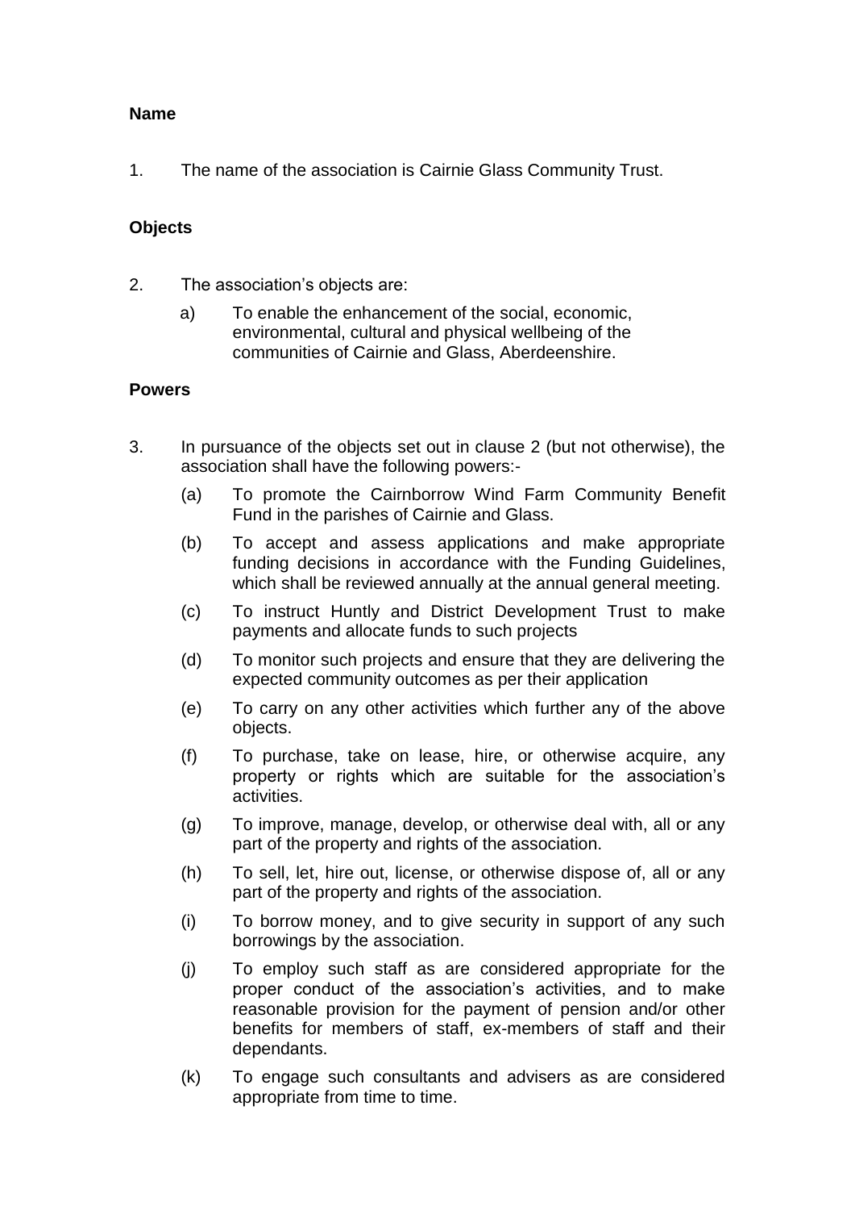**Name**

1. The name of the association is Cairnie Glass Community Trust.

**Objects**

2. The association's objects are:

   a) To enable the enhancement of the social, economic, environmental, cultural and physical wellbeing of the communities of Cairnie and Glass, Aberdeenshire.

**Powers**

3. In pursuance of the objects set out in clause 2 (but not otherwise), the association shall have the following powers:-

   (a) To promote the Cairnborrow Wind Farm Community Benefit Fund in the parishes of Cairnie and Glass.

   (b) To accept and assess applications and make appropriate funding decisions in accordance with the Funding Guidelines, which shall be reviewed annually at the annual general meeting.

   (c) To instruct Huntly and District Development Trust to make payments and allocate funds to such projects

   (d) To monitor such projects and ensure that they are delivering the expected community outcomes as per their application

   (e) To carry on any other activities which further any of the above objects.

   (f) To purchase, take on lease, hire, or otherwise acquire, any property or rights which are suitable for the association's activities.

   (g) To improve, manage, develop, or otherwise deal with, all or any part of the property and rights of the association.

   (h) To sell, let, hire out, license, or otherwise dispose of, all or any part of the property and rights of the association.

   (i) To borrow money, and to give security in support of any such borrowings by the association.

   (j) To employ such staff as are considered appropriate for the proper conduct of the association's activities, and to make reasonable provision for the payment of pension and/or other benefits for members of staff, ex-members of staff and their dependants.

   (k) To engage such consultants and advisers as are considered appropriate from time to time.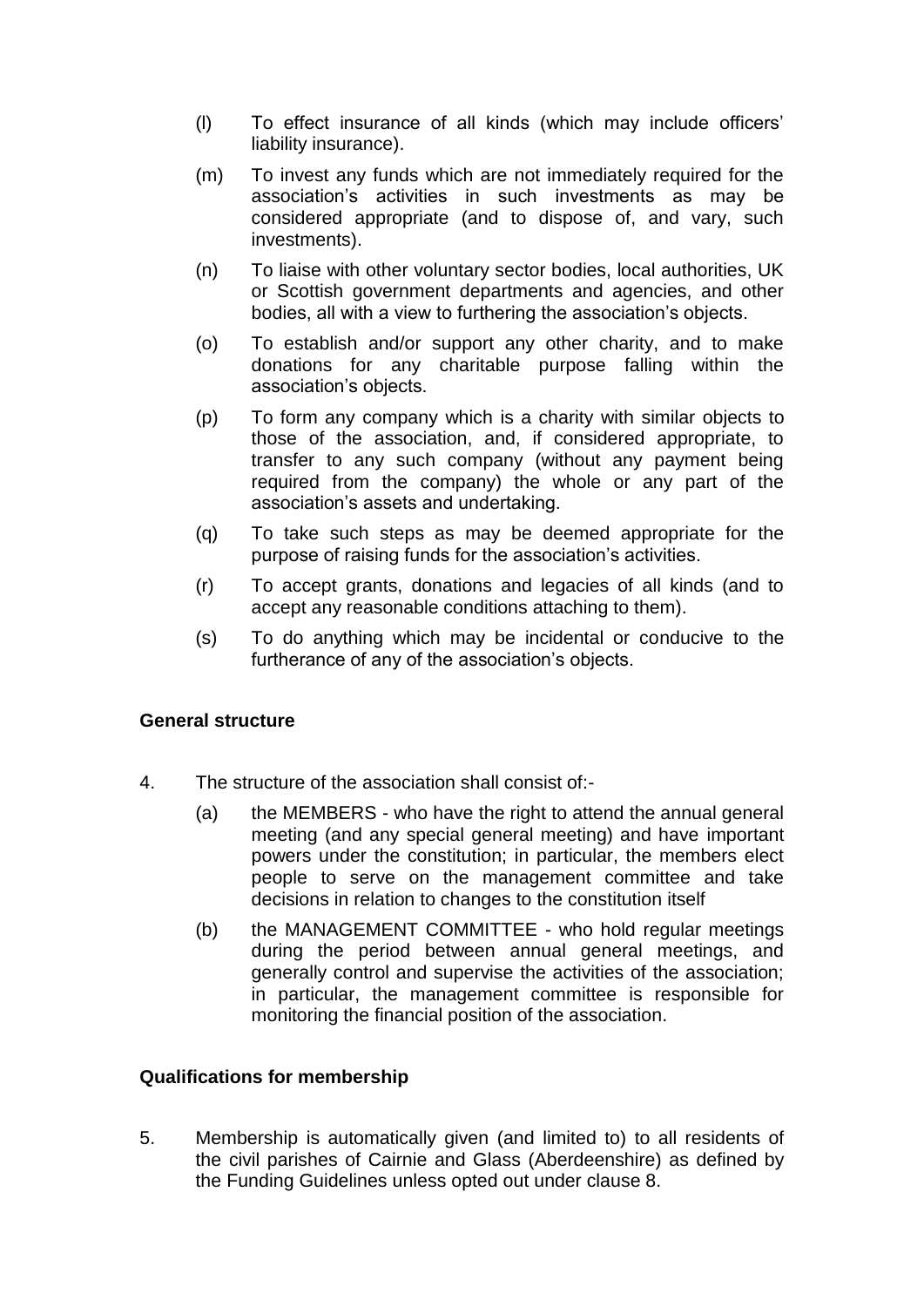(l) To effect insurance of all kinds (which may include officers' liability insurance).

(m) To invest any funds which are not immediately required for the association's activities in such investments as may be considered appropriate (and to dispose of, and vary, such investments).

(n) To liaise with other voluntary sector bodies, local authorities, UK or Scottish government departments and agencies, and other bodies, all with a view to furthering the association's objects.

(o) To establish and/or support any other charity, and to make donations for any charitable purpose falling within the association's objects.

(p) To form any company which is a charity with similar objects to those of the association, and, if considered appropriate, to transfer to any such company (without any payment being required from the company) the whole or any part of the association's assets and undertaking.

(q) To take such steps as may be deemed appropriate for the purpose of raising funds for the association's activities.

(r) To accept grants, donations and legacies of all kinds (and to accept any reasonable conditions attaching to them).

(s) To do anything which may be incidental or conducive to the furtherance of any of the association's objects.

**General structure**

4. The structure of the association shall consist of:-

   (a) the MEMBERS - who have the right to attend the annual general meeting (and any special general meeting) and have important powers under the constitution; in particular, the members elect people to serve on the management committee and take decisions in relation to changes to the constitution itself

   (b) the MANAGEMENT COMMITTEE - who hold regular meetings during the period between annual general meetings, and generally control and supervise the activities of the association; in particular, the management committee is responsible for monitoring the financial position of the association.

**Qualifications for membership**

5. Membership is automatically given (and limited to) to all residents of the civil parishes of Cairnie and Glass (Aberdeenshire) as defined by the Funding Guidelines unless opted out under clause 8.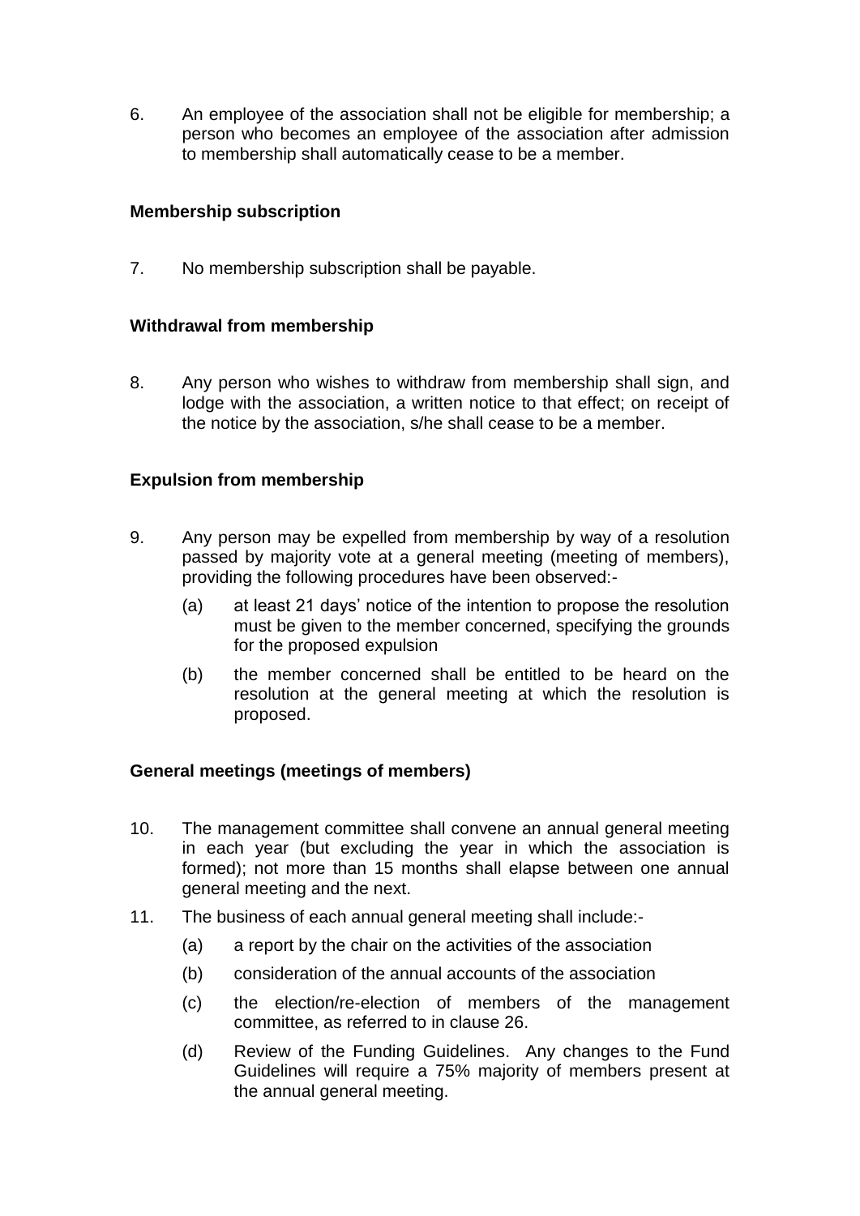6. An employee of the association shall not be eligible for membership; a person who becomes an employee of the association after admission to membership shall automatically cease to be a member.

### Membership subscription

7. No membership subscription shall be payable.

### Withdrawal from membership

8. Any person who wishes to withdraw from membership shall sign, and lodge with the association, a written notice to that effect; on receipt of the notice by the association, s/he shall cease to be a member.

### Expulsion from membership

9. Any person may be expelled from membership by way of a resolution passed by majority vote at a general meeting (meeting of members), providing the following procedures have been observed:-
   - (a) at least 21 days' notice of the intention to propose the resolution must be given to the member concerned, specifying the grounds for the proposed expulsion
   - (b) the member concerned shall be entitled to be heard on the resolution at the general meeting at which the resolution is proposed.

### General meetings (meetings of members)

10. The management committee shall convene an annual general meeting in each year (but excluding the year in which the association is formed); not more than 15 months shall elapse between one annual general meeting and the next.

11. The business of each annual general meeting shall include:-
    - (a) a report by the chair on the activities of the association
    - (b) consideration of the annual accounts of the association
    - (c) the election/re-election of members of the management committee, as referred to in clause 26.
    - (d) Review of the Funding Guidelines. Any changes to the Fund Guidelines will require a 75% majority of members present at the annual general meeting.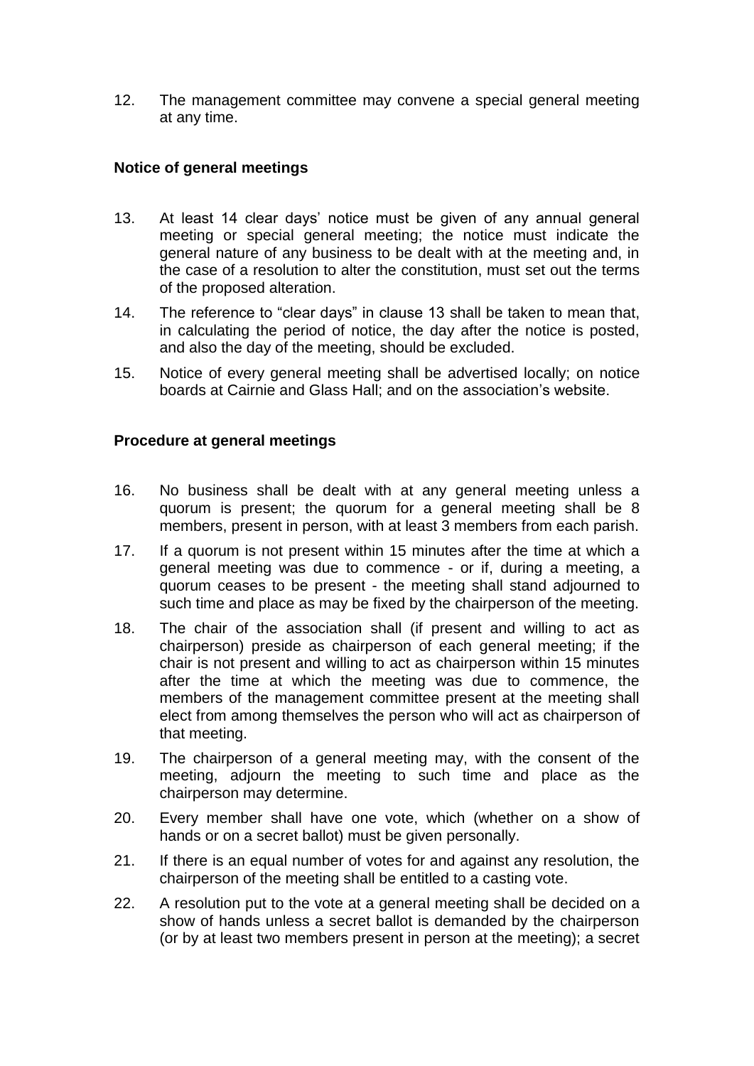12. The management committee may convene a special general meeting at any time.

**Notice of general meetings**

13. At least 14 clear days' notice must be given of any annual general meeting or special general meeting; the notice must indicate the general nature of any business to be dealt with at the meeting and, in the case of a resolution to alter the constitution, must set out the terms of the proposed alteration.

14. The reference to "clear days" in clause 13 shall be taken to mean that, in calculating the period of notice, the day after the notice is posted, and also the day of the meeting, should be excluded.

15. Notice of every general meeting shall be advertised locally; on notice boards at Cairnie and Glass Hall; and on the association's website.

**Procedure at general meetings**

16. No business shall be dealt with at any general meeting unless a quorum is present; the quorum for a general meeting shall be 8 members, present in person, with at least 3 members from each parish.

17. If a quorum is not present within 15 minutes after the time at which a general meeting was due to commence - or if, during a meeting, a quorum ceases to be present - the meeting shall stand adjourned to such time and place as may be fixed by the chairperson of the meeting.

18. The chair of the association shall (if present and willing to act as chairperson) preside as chairperson of each general meeting; if the chair is not present and willing to act as chairperson within 15 minutes after the time at which the meeting was due to commence, the members of the management committee present at the meeting shall elect from among themselves the person who will act as chairperson of that meeting.

19. The chairperson of a general meeting may, with the consent of the meeting, adjourn the meeting to such time and place as the chairperson may determine.

20. Every member shall have one vote, which (whether on a show of hands or on a secret ballot) must be given personally.

21. If there is an equal number of votes for and against any resolution, the chairperson of the meeting shall be entitled to a casting vote.

22. A resolution put to the vote at a general meeting shall be decided on a show of hands unless a secret ballot is demanded by the chairperson (or by at least two members present in person at the meeting); a secret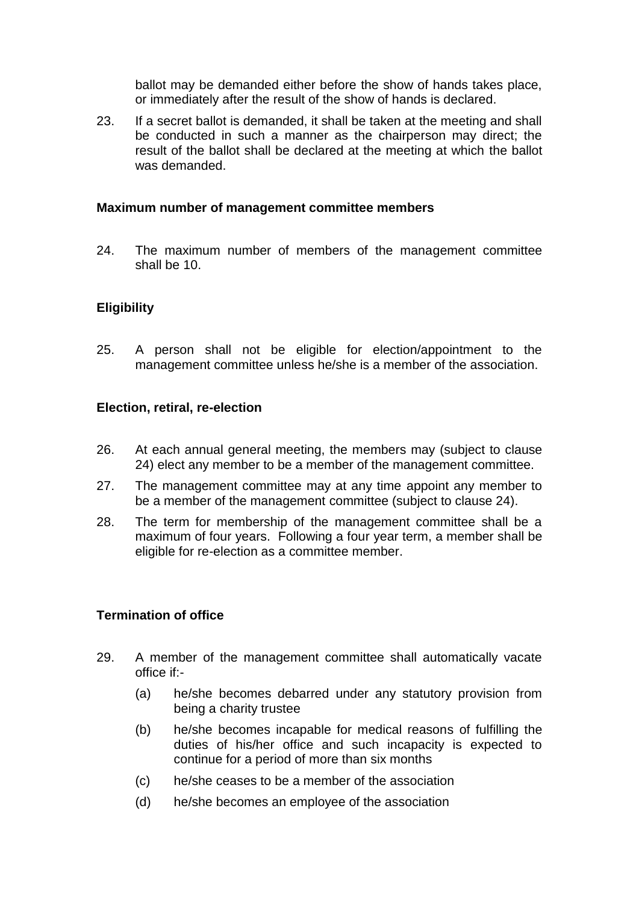ballot may be demanded either before the show of hands takes place, or immediately after the result of the show of hands is declared.

23. If a secret ballot is demanded, it shall be taken at the meeting and shall be conducted in such a manner as the chairperson may direct; the result of the ballot shall be declared at the meeting at which the ballot was demanded.

**Maximum number of management committee members**

24. The maximum number of members of the management committee shall be 10.

**Eligibility**

25. A person shall not be eligible for election/appointment to the management committee unless he/she is a member of the association.

**Election, retiral, re-election**

26. At each annual general meeting, the members may (subject to clause 24) elect any member to be a member of the management committee.

27. The management committee may at any time appoint any member to be a member of the management committee (subject to clause 24).

28. The term for membership of the management committee shall be a maximum of four years. Following a four year term, a member shall be eligible for re-election as a committee member.

**Termination of office**

29. A member of the management committee shall automatically vacate office if:-

    (a) he/she becomes debarred under any statutory provision from being a charity trustee

    (b) he/she becomes incapable for medical reasons of fulfilling the duties of his/her office and such incapacity is expected to continue for a period of more than six months

    (c) he/she ceases to be a member of the association

    (d) he/she becomes an employee of the association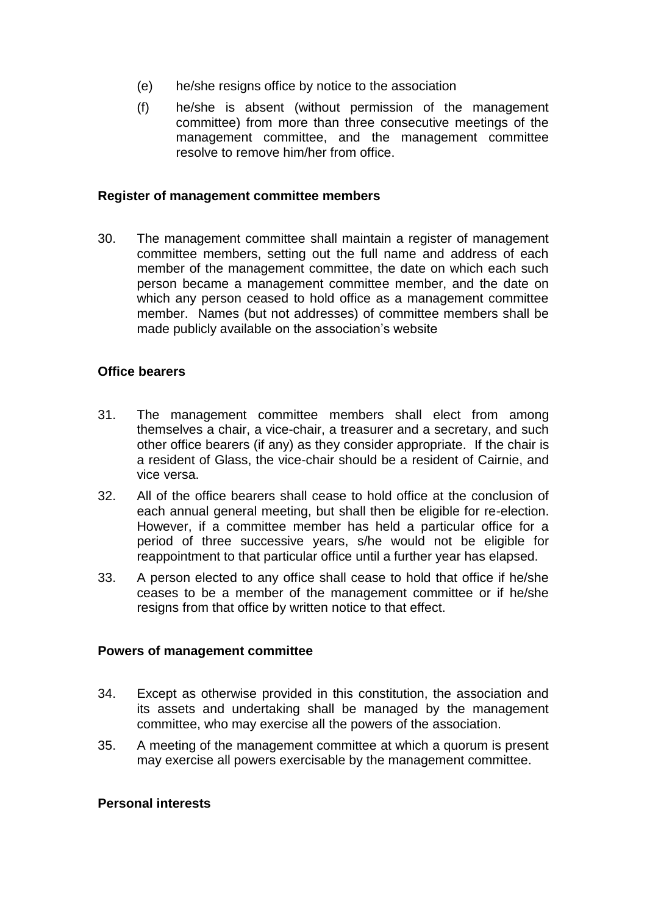(e) he/she resigns office by notice to the association

(f) he/she is absent (without permission of the management committee) from more than three consecutive meetings of the management committee, and the management committee resolve to remove him/her from office.

**Register of management committee members**

30. The management committee shall maintain a register of management committee members, setting out the full name and address of each member of the management committee, the date on which each such person became a management committee member, and the date on which any person ceased to hold office as a management committee member. Names (but not addresses) of committee members shall be made publicly available on the association's website

**Office bearers**

31. The management committee members shall elect from among themselves a chair, a vice-chair, a treasurer and a secretary, and such other office bearers (if any) as they consider appropriate. If the chair is a resident of Glass, the vice-chair should be a resident of Cairnie, and vice versa.

32. All of the office bearers shall cease to hold office at the conclusion of each annual general meeting, but shall then be eligible for re-election. However, if a committee member has held a particular office for a period of three successive years, s/he would not be eligible for reappointment to that particular office until a further year has elapsed.

33. A person elected to any office shall cease to hold that office if he/she ceases to be a member of the management committee or if he/she resigns from that office by written notice to that effect.

**Powers of management committee**

34. Except as otherwise provided in this constitution, the association and its assets and undertaking shall be managed by the management committee, who may exercise all the powers of the association.

35. A meeting of the management committee at which a quorum is present may exercise all powers exercisable by the management committee.

**Personal interests**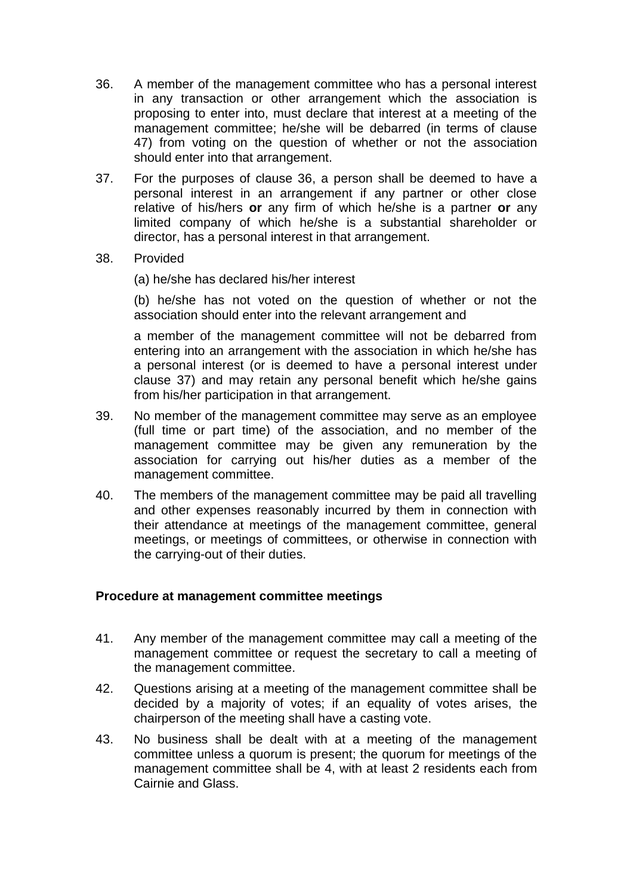36. A member of the management committee who has a personal interest in any transaction or other arrangement which the association is proposing to enter into, must declare that interest at a meeting of the management committee; he/she will be debarred (in terms of clause 47) from voting on the question of whether or not the association should enter into that arrangement.

37. For the purposes of clause 36, a person shall be deemed to have a personal interest in an arrangement if any partner or other close relative of his/hers **or** any firm of which he/she is a partner **or** any limited company of which he/she is a substantial shareholder or director, has a personal interest in that arrangement.

38. Provided

    (a) he/she has declared his/her interest

    (b) he/she has not voted on the question of whether or not the association should enter into the relevant arrangement and

    a member of the management committee will not be debarred from entering into an arrangement with the association in which he/she has a personal interest (or is deemed to have a personal interest under clause 37) and may retain any personal benefit which he/she gains from his/her participation in that arrangement.

39. No member of the management committee may serve as an employee (full time or part time) of the association, and no member of the management committee may be given any remuneration by the association for carrying out his/her duties as a member of the management committee.

40. The members of the management committee may be paid all travelling and other expenses reasonably incurred by them in connection with their attendance at meetings of the management committee, general meetings, or meetings of committees, or otherwise in connection with the carrying-out of their duties.

**Procedure at management committee meetings**

41. Any member of the management committee may call a meeting of the management committee or request the secretary to call a meeting of the management committee.

42. Questions arising at a meeting of the management committee shall be decided by a majority of votes; if an equality of votes arises, the chairperson of the meeting shall have a casting vote.

43. No business shall be dealt with at a meeting of the management committee unless a quorum is present; the quorum for meetings of the management committee shall be 4, with at least 2 residents each from Cairnie and Glass.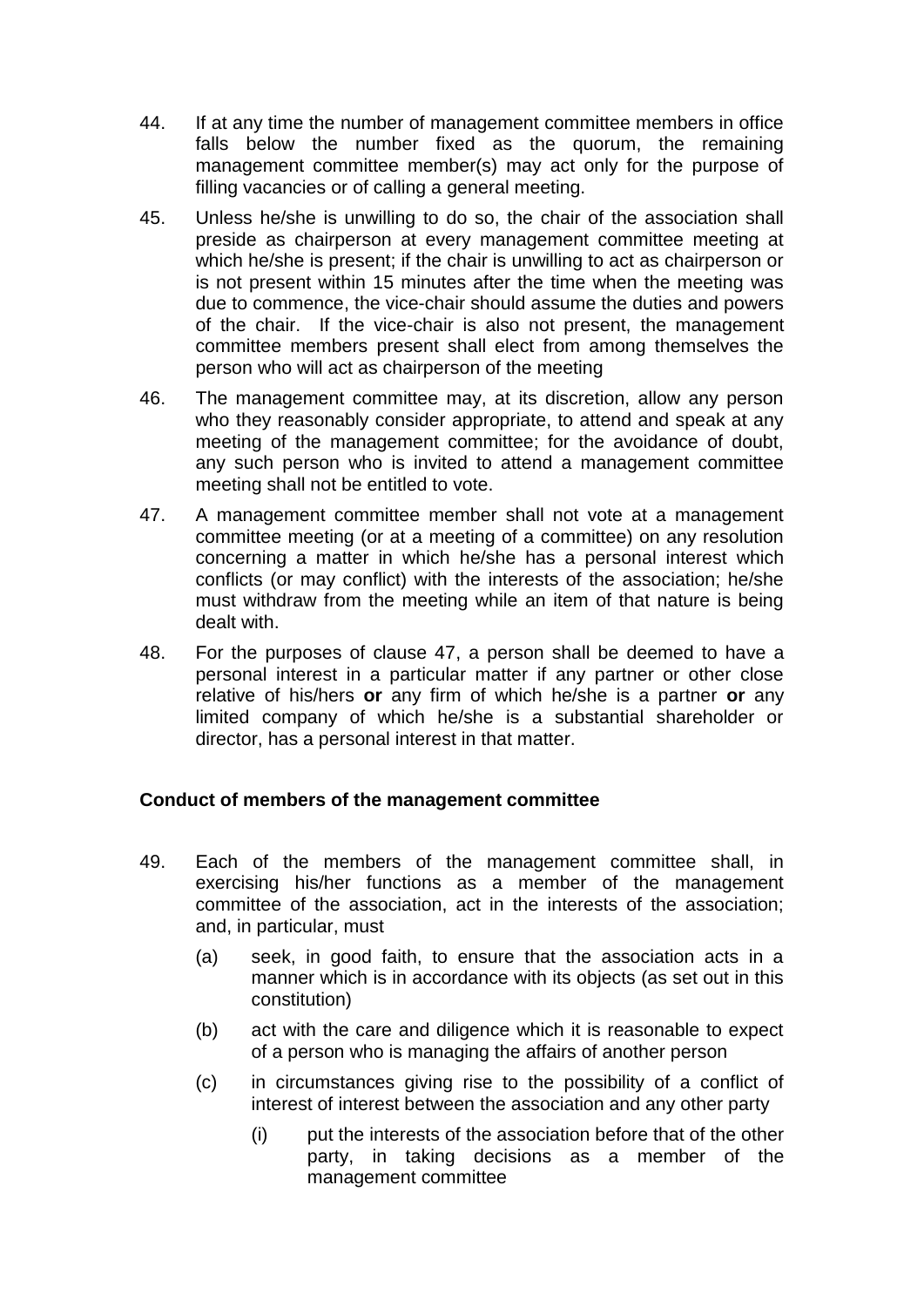44. If at any time the number of management committee members in office falls below the number fixed as the quorum, the remaining management committee member(s) may act only for the purpose of filling vacancies or of calling a general meeting.

45. Unless he/she is unwilling to do so, the chair of the association shall preside as chairperson at every management committee meeting at which he/she is present; if the chair is unwilling to act as chairperson or is not present within 15 minutes after the time when the meeting was due to commence, the vice-chair should assume the duties and powers of the chair. If the vice-chair is also not present, the management committee members present shall elect from among themselves the person who will act as chairperson of the meeting

46. The management committee may, at its discretion, allow any person who they reasonably consider appropriate, to attend and speak at any meeting of the management committee; for the avoidance of doubt, any such person who is invited to attend a management committee meeting shall not be entitled to vote.

47. A management committee member shall not vote at a management committee meeting (or at a meeting of a committee) on any resolution concerning a matter in which he/she has a personal interest which conflicts (or may conflict) with the interests of the association; he/she must withdraw from the meeting while an item of that nature is being dealt with.

48. For the purposes of clause 47, a person shall be deemed to have a personal interest in a particular matter if any partner or other close relative of his/hers **or** any firm of which he/she is a partner **or** any limited company of which he/she is a substantial shareholder or director, has a personal interest in that matter.

**Conduct of members of the management committee**

49. Each of the members of the management committee shall, in exercising his/her functions as a member of the management committee of the association, act in the interests of the association; and, in particular, must

    (a) seek, in good faith, to ensure that the association acts in a manner which is in accordance with its objects (as set out in this constitution)

    (b) act with the care and diligence which it is reasonable to expect of a person who is managing the affairs of another person

    (c) in circumstances giving rise to the possibility of a conflict of interest of interest between the association and any other party

        (i) put the interests of the association before that of the other party, in taking decisions as a member of the management committee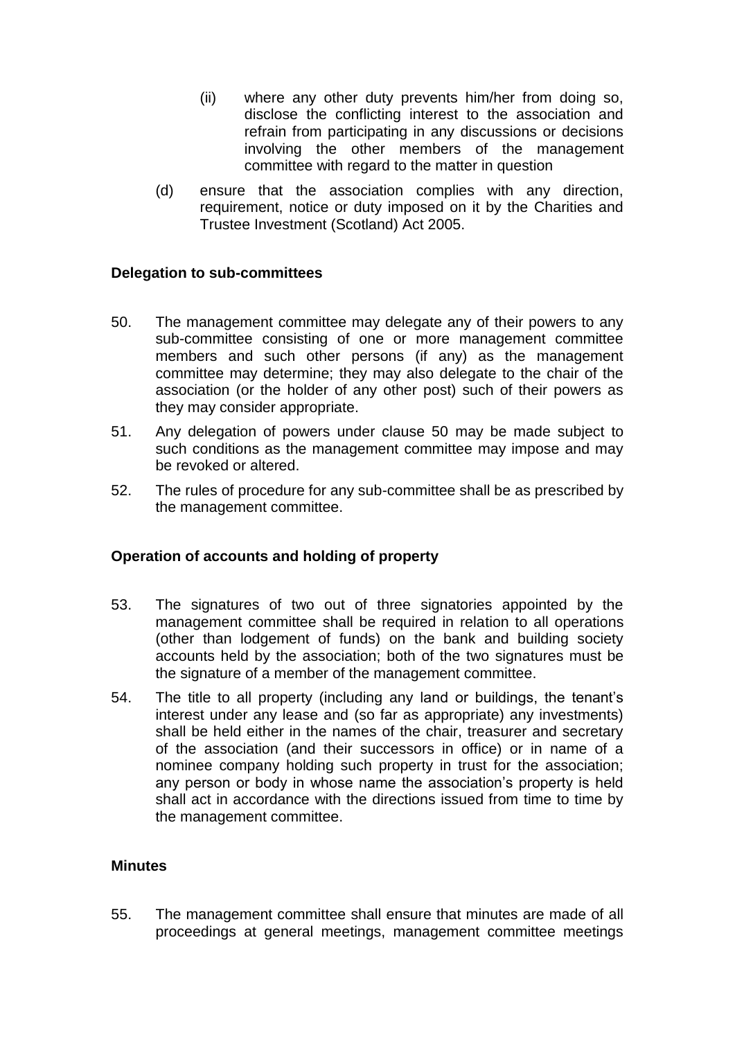(ii) where any other duty prevents him/her from doing so, disclose the conflicting interest to the association and refrain from participating in any discussions or decisions involving the other members of the management committee with regard to the matter in question

(d) ensure that the association complies with any direction, requirement, notice or duty imposed on it by the Charities and Trustee Investment (Scotland) Act 2005.

**Delegation to sub-committees**

50. The management committee may delegate any of their powers to any sub-committee consisting of one or more management committee members and such other persons (if any) as the management committee may determine; they may also delegate to the chair of the association (or the holder of any other post) such of their powers as they may consider appropriate.

51. Any delegation of powers under clause 50 may be made subject to such conditions as the management committee may impose and may be revoked or altered.

52. The rules of procedure for any sub-committee shall be as prescribed by the management committee.

**Operation of accounts and holding of property**

53. The signatures of two out of three signatories appointed by the management committee shall be required in relation to all operations (other than lodgement of funds) on the bank and building society accounts held by the association; both of the two signatures must be the signature of a member of the management committee.

54. The title to all property (including any land or buildings, the tenant's interest under any lease and (so far as appropriate) any investments) shall be held either in the names of the chair, treasurer and secretary of the association (and their successors in office) or in name of a nominee company holding such property in trust for the association; any person or body in whose name the association's property is held shall act in accordance with the directions issued from time to time by the management committee.

**Minutes**

55. The management committee shall ensure that minutes are made of all proceedings at general meetings, management committee meetings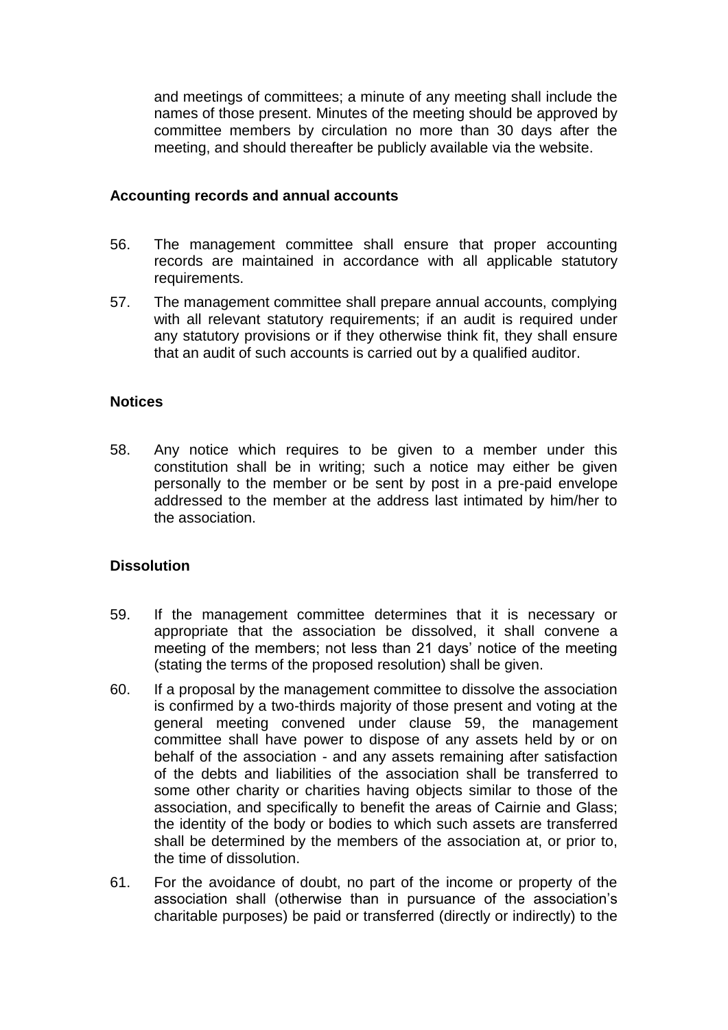and meetings of committees; a minute of any meeting shall include the names of those present. Minutes of the meeting should be approved by committee members by circulation no more than 30 days after the meeting, and should thereafter be publicly available via the website.

**Accounting records and annual accounts**

56. The management committee shall ensure that proper accounting records are maintained in accordance with all applicable statutory requirements.

57. The management committee shall prepare annual accounts, complying with all relevant statutory requirements; if an audit is required under any statutory provisions or if they otherwise think fit, they shall ensure that an audit of such accounts is carried out by a qualified auditor.

**Notices**

58. Any notice which requires to be given to a member under this constitution shall be in writing; such a notice may either be given personally to the member or be sent by post in a pre-paid envelope addressed to the member at the address last intimated by him/her to the association.

**Dissolution**

59. If the management committee determines that it is necessary or appropriate that the association be dissolved, it shall convene a meeting of the members; not less than 21 days' notice of the meeting (stating the terms of the proposed resolution) shall be given.

60. If a proposal by the management committee to dissolve the association is confirmed by a two-thirds majority of those present and voting at the general meeting convened under clause 59, the management committee shall have power to dispose of any assets held by or on behalf of the association - and any assets remaining after satisfaction of the debts and liabilities of the association shall be transferred to some other charity or charities having objects similar to those of the association, and specifically to benefit the areas of Cairnie and Glass; the identity of the body or bodies to which such assets are transferred shall be determined by the members of the association at, or prior to, the time of dissolution.

61. For the avoidance of doubt, no part of the income or property of the association shall (otherwise than in pursuance of the association's charitable purposes) be paid or transferred (directly or indirectly) to the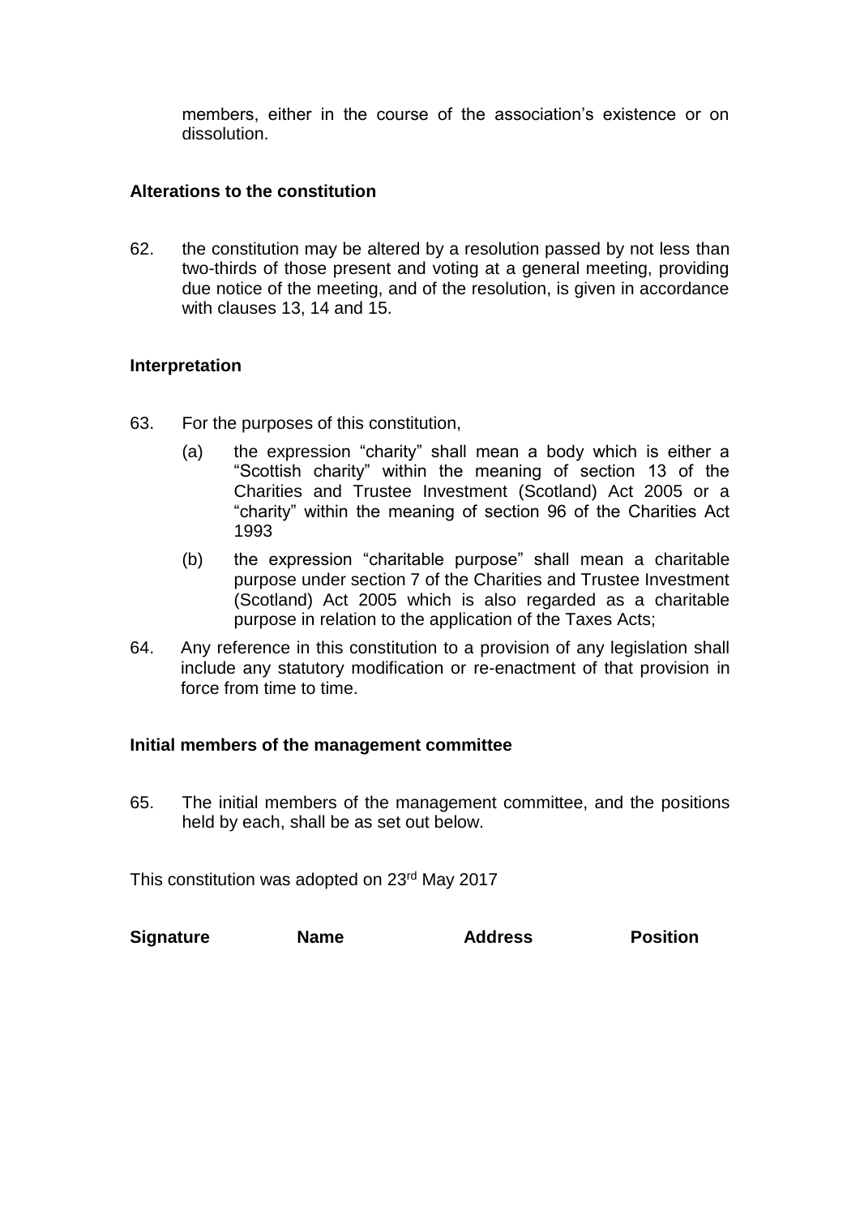members, either in the course of the association's existence or on dissolution.

### Alterations to the constitution

62. the constitution may be altered by a resolution passed by not less than two-thirds of those present and voting at a general meeting, providing due notice of the meeting, and of the resolution, is given in accordance with clauses 13, 14 and 15.

### Interpretation

63. For the purposes of this constitution,

    (a) the expression "charity" shall mean a body which is either a "Scottish charity" within the meaning of section 13 of the Charities and Trustee Investment (Scotland) Act 2005 or a "charity" within the meaning of section 96 of the Charities Act 1993

    (b) the expression "charitable purpose" shall mean a charitable purpose under section 7 of the Charities and Trustee Investment (Scotland) Act 2005 which is also regarded as a charitable purpose in relation to the application of the Taxes Acts;

64. Any reference in this constitution to a provision of any legislation shall include any statutory modification or re-enactment of that provision in force from time to time.

### Initial members of the management committee

65. The initial members of the management committee, and the positions held by each, shall be as set out below.

This constitution was adopted on 23rd May 2017

| Signature | Name | Address | Position |
| --- | --- | --- | --- |